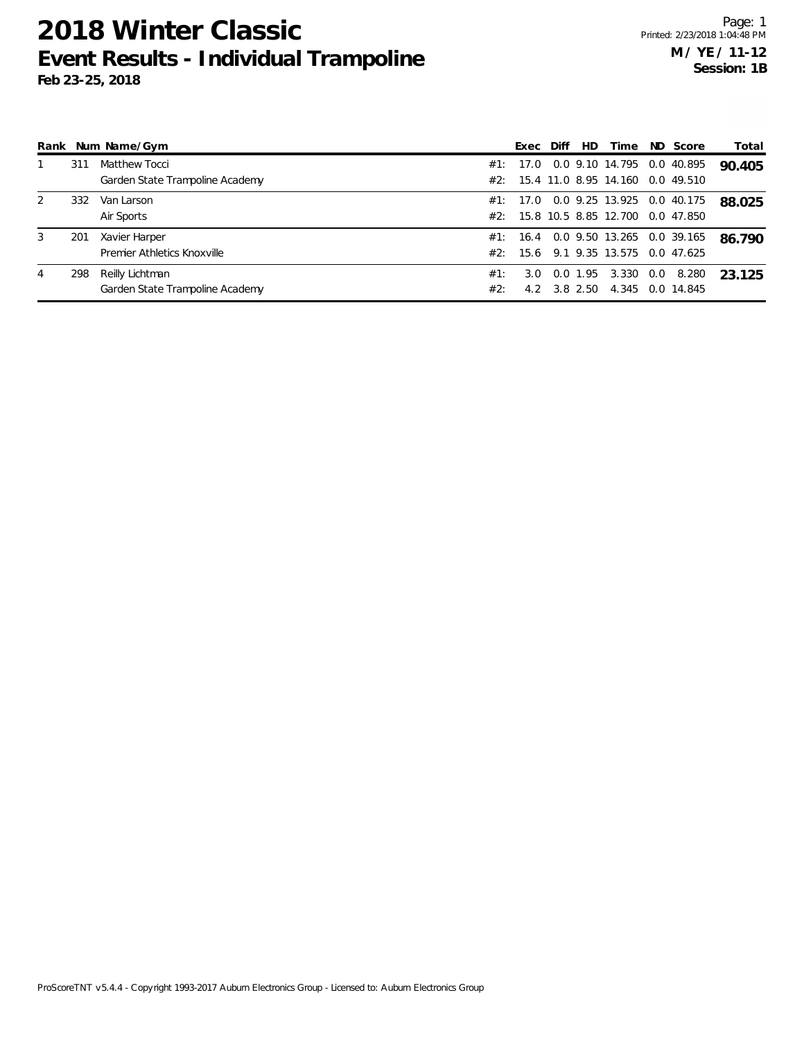# 2018 Winter Classic
## Event Results - Individual Trampoline
**Feb 23-25, 2018**

**M / YE / 11-12**
**Session: 1B**

| Rank | Num | Name/Gym | | Exec | Diff | HD | Time | ND | Score | Total |
|---|---|---|---|---|---|---|---|---|---|---|
| 1 | 311 | Matthew Tocci | #1: | 17.0 | 0.0 | 9.10 | 14.795 | 0.0 | 40.895 | **90.405** |
| | | Garden State Trampoline Academy | #2: | 15.4 | 11.0 | 8.95 | 14.160 | 0.0 | 49.510 | |
| 2 | 332 | Van Larson | #1: | 17.0 | 0.0 | 9.25 | 13.925 | 0.0 | 40.175 | **88.025** |
| | | Air Sports | #2: | 15.8 | 10.5 | 8.85 | 12.700 | 0.0 | 47.850 | |
| 3 | 201 | Xavier Harper | #1: | 16.4 | 0.0 | 9.50 | 13.265 | 0.0 | 39.165 | **86.790** |
| | | Premier Athletics Knoxville | #2: | 15.6 | 9.1 | 9.35 | 13.575 | 0.0 | 47.625 | |
| 4 | 298 | Reilly Lichtman | #1: | 3.0 | 0.0 | 1.95 | 3.330 | 0.0 | 8.280 | **23.125** |
| | | Garden State Trampoline Academy | #2: | 4.2 | 3.8 | 2.50 | 4.345 | 0.0 | 14.845 | |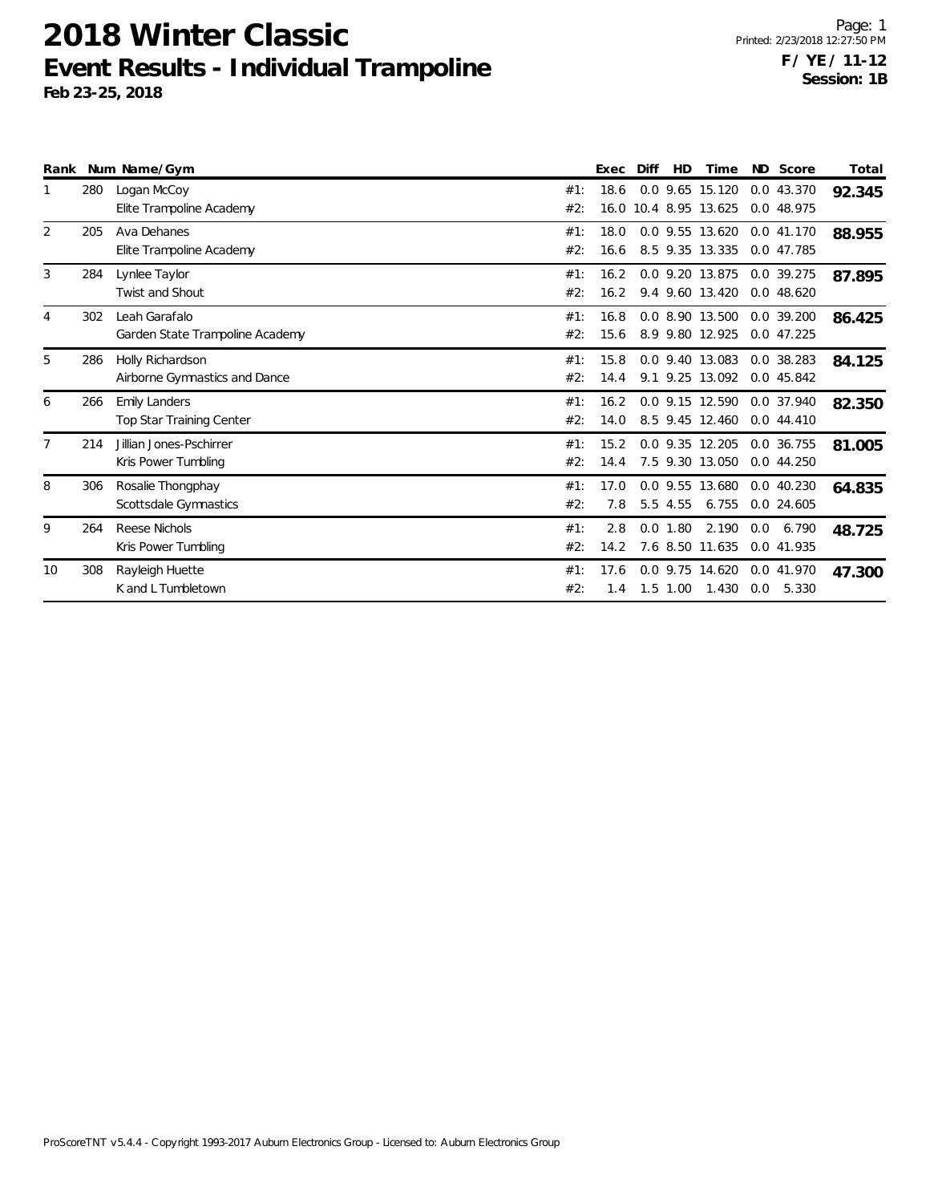# 2018 Winter Classic

## Event Results - Individual Trampoline

**Feb 23-25, 2018**

**F / YE / 11-12**
**Session: 1B**

| Rank | Num | Name/Gym | | Exec | Diff | HD | Time | ND | Score | Total |
|---|---|---|---|---|---|---|---|---|---|---|
| 1 | 280 | Logan McCoy | #1: | 18.6 | 0.0 | 9.65 | 15.120 | 0.0 | 43.370 | **92.345** |
| | | Elite Trampoline Academy | #2: | 16.0 | 10.4 | 8.95 | 13.625 | 0.0 | 48.975 | |
| 2 | 205 | Ava Dehanes | #1: | 18.0 | 0.0 | 9.55 | 13.620 | 0.0 | 41.170 | **88.955** |
| | | Elite Trampoline Academy | #2: | 16.6 | 8.5 | 9.35 | 13.335 | 0.0 | 47.785 | |
| 3 | 284 | Lynlee Taylor | #1: | 16.2 | 0.0 | 9.20 | 13.875 | 0.0 | 39.275 | **87.895** |
| | | Twist and Shout | #2: | 16.2 | 9.4 | 9.60 | 13.420 | 0.0 | 48.620 | |
| 4 | 302 | Leah Garafalo | #1: | 16.8 | 0.0 | 8.90 | 13.500 | 0.0 | 39.200 | **86.425** |
| | | Garden State Trampoline Academy | #2: | 15.6 | 8.9 | 9.80 | 12.925 | 0.0 | 47.225 | |
| 5 | 286 | Holly Richardson | #1: | 15.8 | 0.0 | 9.40 | 13.083 | 0.0 | 38.283 | **84.125** |
| | | Airborne Gymnastics and Dance | #2: | 14.4 | 9.1 | 9.25 | 13.092 | 0.0 | 45.842 | |
| 6 | 266 | Emily Landers | #1: | 16.2 | 0.0 | 9.15 | 12.590 | 0.0 | 37.940 | **82.350** |
| | | Top Star Training Center | #2: | 14.0 | 8.5 | 9.45 | 12.460 | 0.0 | 44.410 | |
| 7 | 214 | Jillian Jones-Pschirrer | #1: | 15.2 | 0.0 | 9.35 | 12.205 | 0.0 | 36.755 | **81.005** |
| | | Kris Power Tumbling | #2: | 14.4 | 7.5 | 9.30 | 13.050 | 0.0 | 44.250 | |
| 8 | 306 | Rosalie Thongphay | #1: | 17.0 | 0.0 | 9.55 | 13.680 | 0.0 | 40.230 | **64.835** |
| | | Scottsdale Gymnastics | #2: | 7.8 | 5.5 | 4.55 | 6.755 | 0.0 | 24.605 | |
| 9 | 264 | Reese Nichols | #1: | 2.8 | 0.0 | 1.80 | 2.190 | 0.0 | 6.790 | **48.725** |
| | | Kris Power Tumbling | #2: | 14.2 | 7.6 | 8.50 | 11.635 | 0.0 | 41.935 | |
| 10 | 308 | Rayleigh Huette | #1: | 17.6 | 0.0 | 9.75 | 14.620 | 0.0 | 41.970 | **47.300** |
| | | K and L Tumbletown | #2: | 1.4 | 1.5 | 1.00 | 1.430 | 0.0 | 5.330 | |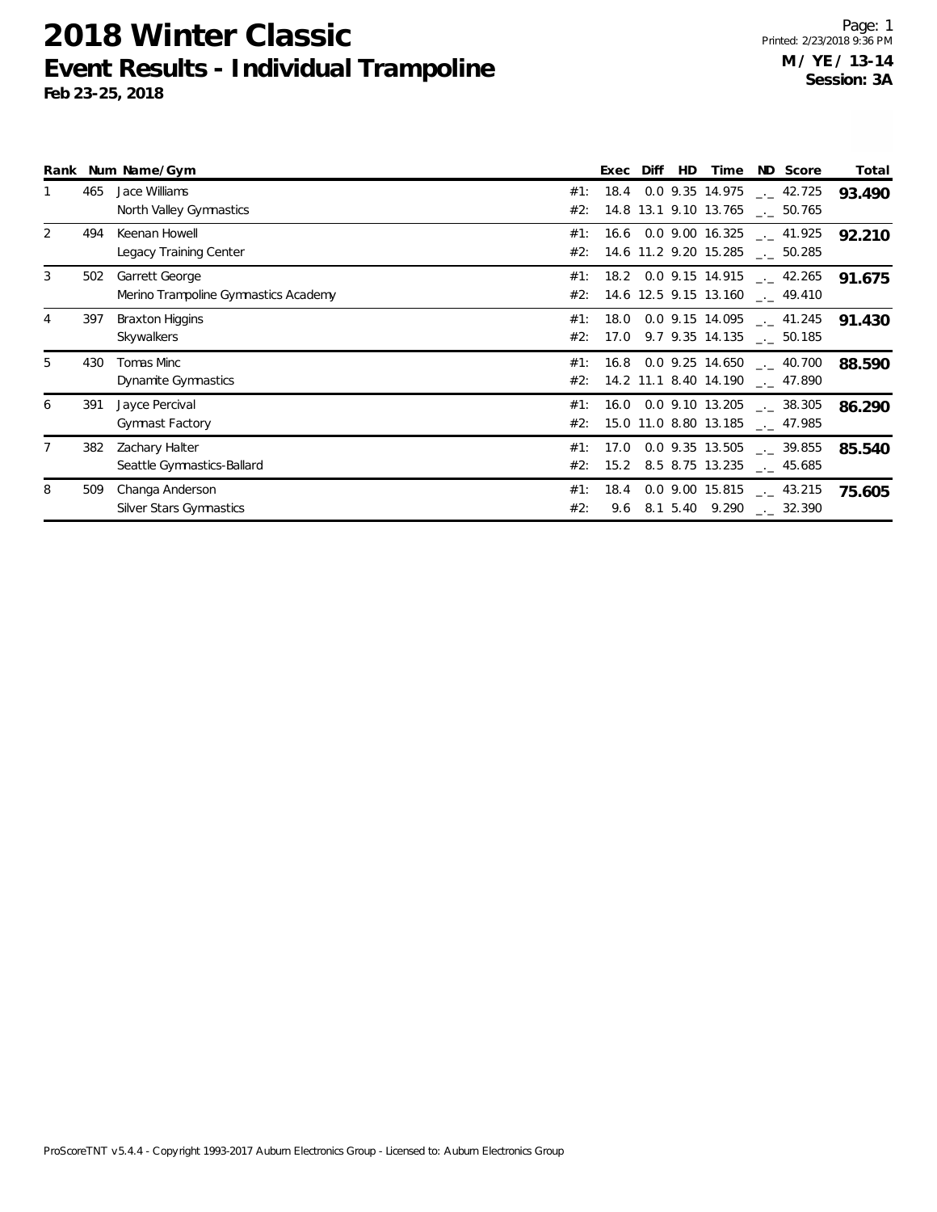# 2018 Winter Classic

## Event Results - Individual Trampoline

**Feb 23-25, 2018**

Page: 1
Printed: 2/23/2018 9:36 PM
**M / YE / 13-14**
**Session: 3A**

| Rank | Num | Name/Gym | | Exec | Diff | HD | Time | ND | Score | Total |
|---|---|---|---|---|---|---|---|---|---|---|
| 1 | 465 | Jace Williams | #1: | 18.4 | 0.0 | 9.35 | 14.975 | _._ | 42.725 | **93.490** |
| | | North Valley Gymnastics | #2: | 14.8 | 13.1 | 9.10 | 13.765 | _._ | 50.765 | |
| 2 | 494 | Keenan Howell | #1: | 16.6 | 0.0 | 9.00 | 16.325 | _._ | 41.925 | **92.210** |
| | | Legacy Training Center | #2: | 14.6 | 11.2 | 9.20 | 15.285 | _._ | 50.285 | |
| 3 | 502 | Garrett George | #1: | 18.2 | 0.0 | 9.15 | 14.915 | _._ | 42.265 | **91.675** |
| | | Merino Trampoline Gymnastics Academy | #2: | 14.6 | 12.5 | 9.15 | 13.160 | _._ | 49.410 | |
| 4 | 397 | Braxton Higgins | #1: | 18.0 | 0.0 | 9.15 | 14.095 | _._ | 41.245 | **91.430** |
| | | Skywalkers | #2: | 17.0 | 9.7 | 9.35 | 14.135 | _._ | 50.185 | |
| 5 | 430 | Tomas Minc | #1: | 16.8 | 0.0 | 9.25 | 14.650 | _._ | 40.700 | **88.590** |
| | | Dynamite Gymnastics | #2: | 14.2 | 11.1 | 8.40 | 14.190 | _._ | 47.890 | |
| 6 | 391 | Jayce Percival | #1: | 16.0 | 0.0 | 9.10 | 13.205 | _._ | 38.305 | **86.290** |
| | | Gymnast Factory | #2: | 15.0 | 11.0 | 8.80 | 13.185 | _._ | 47.985 | |
| 7 | 382 | Zachary Halter | #1: | 17.0 | 0.0 | 9.35 | 13.505 | _._ | 39.855 | **85.540** |
| | | Seattle Gymnastics-Ballard | #2: | 15.2 | 8.5 | 8.75 | 13.235 | _._ | 45.685 | |
| 8 | 509 | Changa Anderson | #1: | 18.4 | 0.0 | 9.00 | 15.815 | _._ | 43.215 | **75.605** |
| | | Silver Stars Gymnastics | #2: | 9.6 | 8.1 | 5.40 | 9.290 | _._ | 32.390 | |

ProScoreTNT v5.4.4 - Copyright 1993-2017 Auburn Electronics Group - Licensed to: Auburn Electronics Group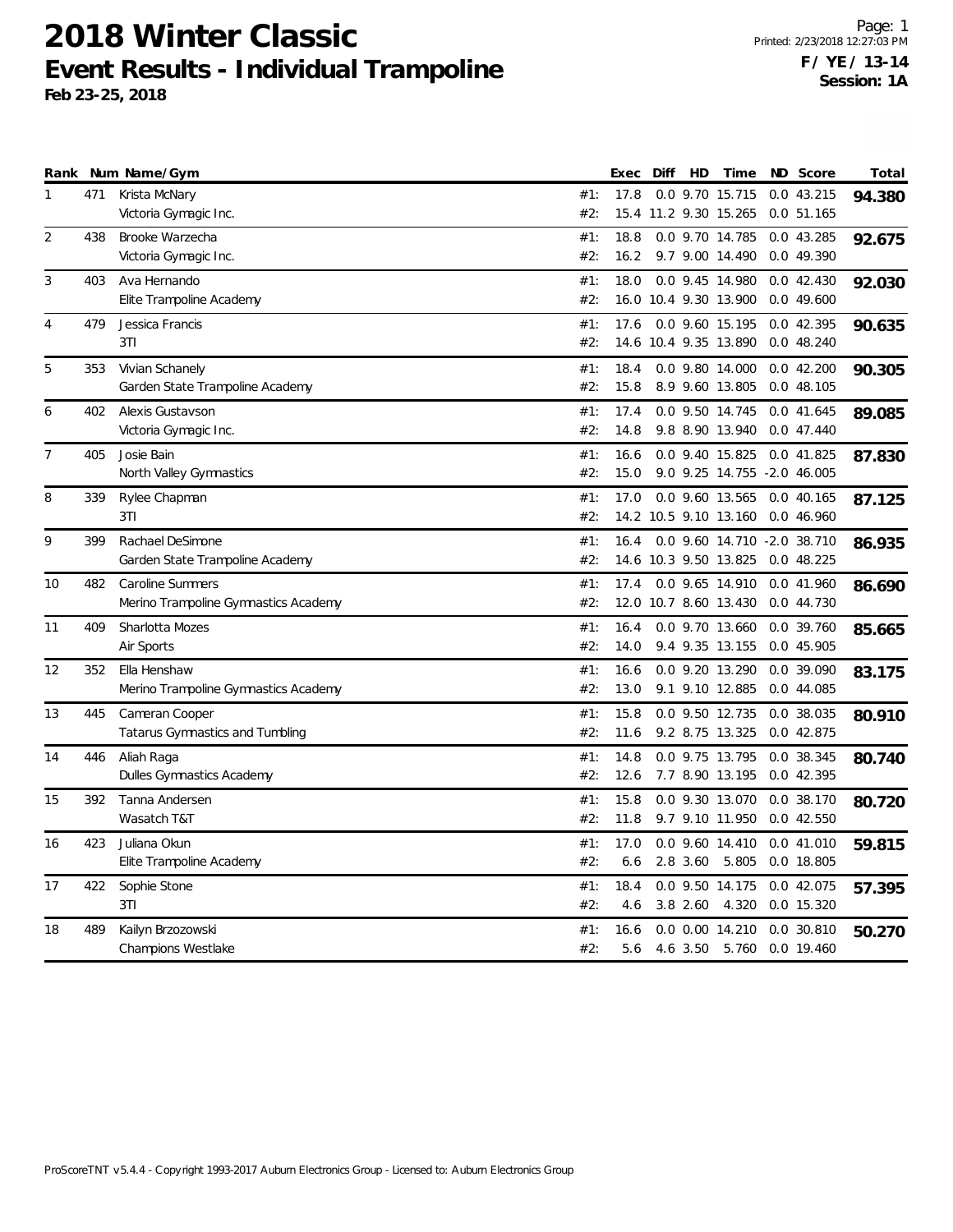# 2018 Winter Classic

## Event Results - Individual Trampoline

**Feb 23-25, 2018**

Printed: 2/23/2018 12:27:03 PM

**F / YE / 13-14**

**Session: 1A**

| Rank | Num | Name/Gym | | Exec | Diff | HD | Time | ND | Score | Total |
|---|---|---|---|---|---|---|---|---|---|---|
| 1 | 471 | Krista McNary | #1: | 17.8 | 0.0 | 9.70 | 15.715 | 0.0 | 43.215 | **94.380** |
| | | Victoria Gymagic Inc. | #2: | 15.4 | 11.2 | 9.30 | 15.265 | 0.0 | 51.165 | |
| 2 | 438 | Brooke Warzecha | #1: | 18.8 | 0.0 | 9.70 | 14.785 | 0.0 | 43.285 | **92.675** |
| | | Victoria Gymagic Inc. | #2: | 16.2 | 9.7 | 9.00 | 14.490 | 0.0 | 49.390 | |
| 3 | 403 | Ava Hernando | #1: | 18.0 | 0.0 | 9.45 | 14.980 | 0.0 | 42.430 | **92.030** |
| | | Elite Trampoline Academy | #2: | 16.0 | 10.4 | 9.30 | 13.900 | 0.0 | 49.600 | |
| 4 | 479 | Jessica Francis | #1: | 17.6 | 0.0 | 9.60 | 15.195 | 0.0 | 42.395 | **90.635** |
| | | 3TI | #2: | 14.6 | 10.4 | 9.35 | 13.890 | 0.0 | 48.240 | |
| 5 | 353 | Vivian Schanely | #1: | 18.4 | 0.0 | 9.80 | 14.000 | 0.0 | 42.200 | **90.305** |
| | | Garden State Trampoline Academy | #2: | 15.8 | 8.9 | 9.60 | 13.805 | 0.0 | 48.105 | |
| 6 | 402 | Alexis Gustavson | #1: | 17.4 | 0.0 | 9.50 | 14.745 | 0.0 | 41.645 | **89.085** |
| | | Victoria Gymagic Inc. | #2: | 14.8 | 9.8 | 8.90 | 13.940 | 0.0 | 47.440 | |
| 7 | 405 | Josie Bain | #1: | 16.6 | 0.0 | 9.40 | 15.825 | 0.0 | 41.825 | **87.830** |
| | | North Valley Gymnastics | #2: | 15.0 | 9.0 | 9.25 | 14.755 | -2.0 | 46.005 | |
| 8 | 339 | Rylee Chapman | #1: | 17.0 | 0.0 | 9.60 | 13.565 | 0.0 | 40.165 | **87.125** |
| | | 3TI | #2: | 14.2 | 10.5 | 9.10 | 13.160 | 0.0 | 46.960 | |
| 9 | 399 | Rachael DeSimone | #1: | 16.4 | 0.0 | 9.60 | 14.710 | -2.0 | 38.710 | **86.935** |
| | | Garden State Trampoline Academy | #2: | 14.6 | 10.3 | 9.50 | 13.825 | 0.0 | 48.225 | |
| 10 | 482 | Caroline Summers | #1: | 17.4 | 0.0 | 9.65 | 14.910 | 0.0 | 41.960 | **86.690** |
| | | Merino Trampoline Gymnastics Academy | #2: | 12.0 | 10.7 | 8.60 | 13.430 | 0.0 | 44.730 | |
| 11 | 409 | Sharlotta Mozes | #1: | 16.4 | 0.0 | 9.70 | 13.660 | 0.0 | 39.760 | **85.665** |
| | | Air Sports | #2: | 14.0 | 9.4 | 9.35 | 13.155 | 0.0 | 45.905 | |
| 12 | 352 | Ella Henshaw | #1: | 16.6 | 0.0 | 9.20 | 13.290 | 0.0 | 39.090 | **83.175** |
| | | Merino Trampoline Gymnastics Academy | #2: | 13.0 | 9.1 | 9.10 | 12.885 | 0.0 | 44.085 | |
| 13 | 445 | Cameran Cooper | #1: | 15.8 | 0.0 | 9.50 | 12.735 | 0.0 | 38.035 | **80.910** |
| | | Tatarus Gymnastics and Tumbling | #2: | 11.6 | 9.2 | 8.75 | 13.325 | 0.0 | 42.875 | |
| 14 | 446 | Aliah Raga | #1: | 14.8 | 0.0 | 9.75 | 13.795 | 0.0 | 38.345 | **80.740** |
| | | Dulles Gymnastics Academy | #2: | 12.6 | 7.7 | 8.90 | 13.195 | 0.0 | 42.395 | |
| 15 | 392 | Tanna Andersen | #1: | 15.8 | 0.0 | 9.30 | 13.070 | 0.0 | 38.170 | **80.720** |
| | | Wasatch T&T | #2: | 11.8 | 9.7 | 9.10 | 11.950 | 0.0 | 42.550 | |
| 16 | 423 | Juliana Okun | #1: | 17.0 | 0.0 | 9.60 | 14.410 | 0.0 | 41.010 | **59.815** |
| | | Elite Trampoline Academy | #2: | 6.6 | 2.8 | 3.60 | 5.805 | 0.0 | 18.805 | |
| 17 | 422 | Sophie Stone | #1: | 18.4 | 0.0 | 9.50 | 14.175 | 0.0 | 42.075 | **57.395** |
| | | 3TI | #2: | 4.6 | 3.8 | 2.60 | 4.320 | 0.0 | 15.320 | |
| 18 | 489 | Kailyn Brzozowski | #1: | 16.6 | 0.0 | 0.00 | 14.210 | 0.0 | 30.810 | **50.270** |
| | | Champions Westlake | #2: | 5.6 | 4.6 | 3.50 | 5.760 | 0.0 | 19.460 | |

ProScoreTNT v5.4.4 - Copyright 1993-2017 Auburn Electronics Group - Licensed to: Auburn Electronics Group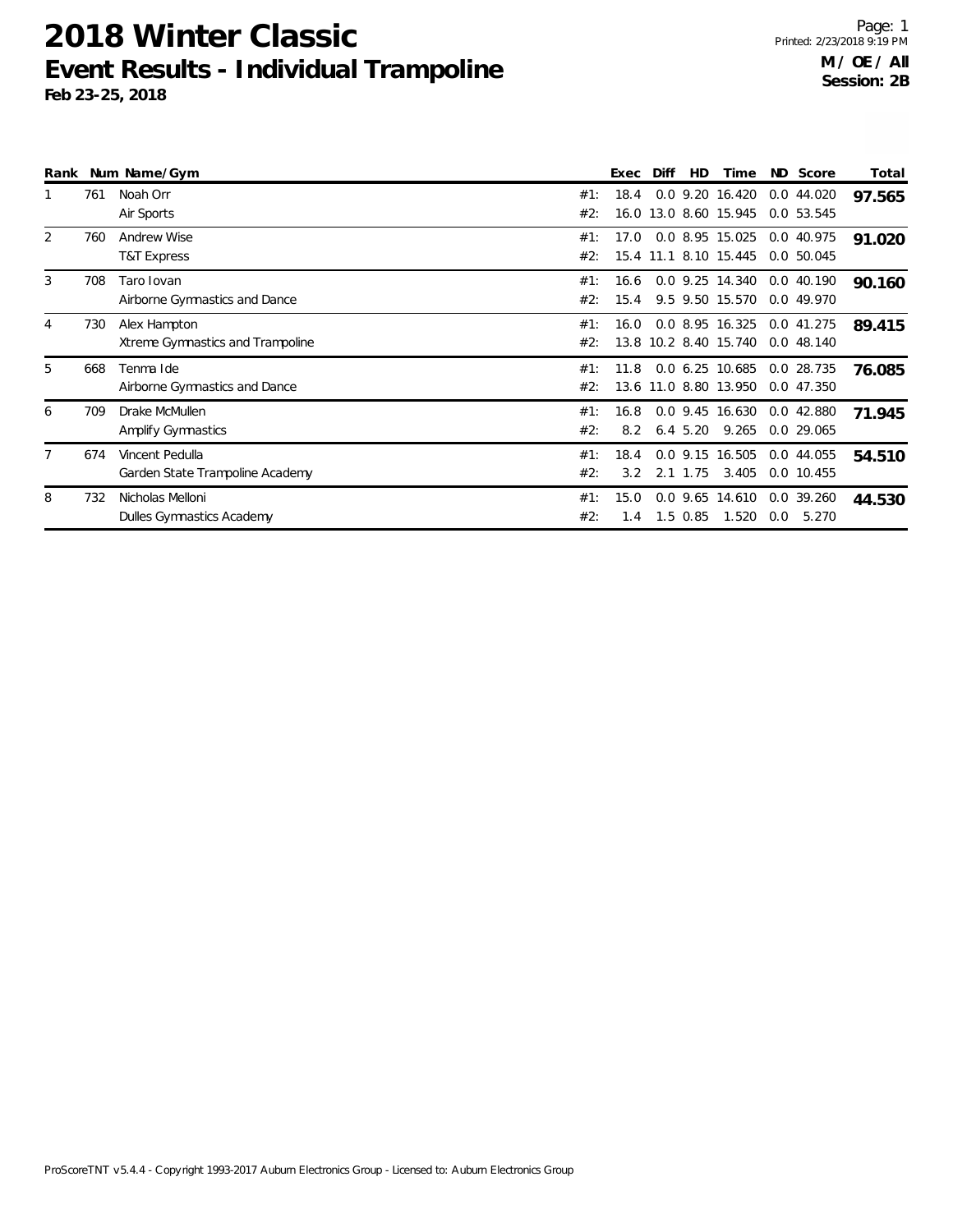# 2018 Winter Classic

## Event Results - Individual Trampoline

**Feb 23-25, 2018**

**M / OE / All**
**Session: 2B**

| Rank | Num | Name/Gym | | Exec | Diff | HD | Time | ND | Score | Total |
|---|---|---|---|---|---|---|---|---|---|---|
| 1 | 761 | Noah Orr | #1: | 18.4 | 0.0 | 9.20 | 16.420 | 0.0 | 44.020 | **97.565** |
| | | Air Sports | #2: | 16.0 | 13.0 | 8.60 | 15.945 | 0.0 | 53.545 | |
| 2 | 760 | Andrew Wise | #1: | 17.0 | 0.0 | 8.95 | 15.025 | 0.0 | 40.975 | **91.020** |
| | | T&T Express | #2: | 15.4 | 11.1 | 8.10 | 15.445 | 0.0 | 50.045 | |
| 3 | 708 | Taro Iovan | #1: | 16.6 | 0.0 | 9.25 | 14.340 | 0.0 | 40.190 | **90.160** |
| | | Airborne Gymnastics and Dance | #2: | 15.4 | 9.5 | 9.50 | 15.570 | 0.0 | 49.970 | |
| 4 | 730 | Alex Hampton | #1: | 16.0 | 0.0 | 8.95 | 16.325 | 0.0 | 41.275 | **89.415** |
| | | Xtreme Gymnastics and Trampoline | #2: | 13.8 | 10.2 | 8.40 | 15.740 | 0.0 | 48.140 | |
| 5 | 668 | Tenma Ide | #1: | 11.8 | 0.0 | 6.25 | 10.685 | 0.0 | 28.735 | **76.085** |
| | | Airborne Gymnastics and Dance | #2: | 13.6 | 11.0 | 8.80 | 13.950 | 0.0 | 47.350 | |
| 6 | 709 | Drake McMullen | #1: | 16.8 | 0.0 | 9.45 | 16.630 | 0.0 | 42.880 | **71.945** |
| | | Amplify Gymnastics | #2: | 8.2 | 6.4 | 5.20 | 9.265 | 0.0 | 29.065 | |
| 7 | 674 | Vincent Pedulla | #1: | 18.4 | 0.0 | 9.15 | 16.505 | 0.0 | 44.055 | **54.510** |
| | | Garden State Trampoline Academy | #2: | 3.2 | 2.1 | 1.75 | 3.405 | 0.0 | 10.455 | |
| 8 | 732 | Nicholas Melloni | #1: | 15.0 | 0.0 | 9.65 | 14.610 | 0.0 | 39.260 | **44.530** |
| | | Dulles Gymnastics Academy | #2: | 1.4 | 1.5 | 0.85 | 1.520 | 0.0 | 5.270 | |

ProScoreTNT v5.4.4 - Copyright 1993-2017 Auburn Electronics Group - Licensed to: Auburn Electronics Group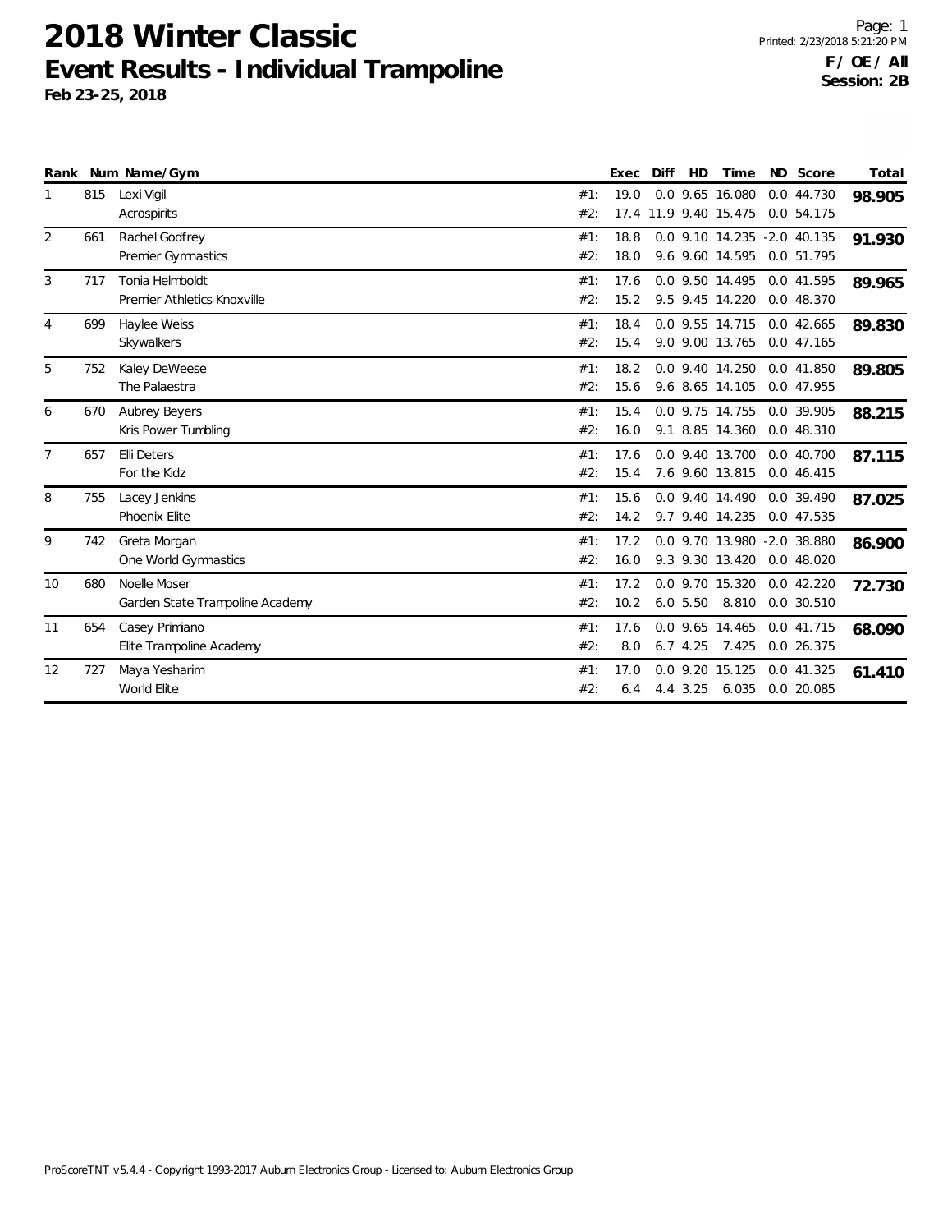# 2018 Winter Classic

## Event Results - Individual Trampoline

**Feb 23-25, 2018**

Printed: 2/23/2018 5:21:20 PM

**F / OE / All**
**Session: 2B**

| Rank | Num | Name/Gym | | Exec | Diff | HD | Time | ND | Score | Total |
|---|---|---|---|---|---|---|---|---|---|---|
| 1 | 815 | Lexi Vigil | #1: | 19.0 | 0.0 | 9.65 | 16.080 | 0.0 | 44.730 | **98.905** |
| | | Acrospirits | #2: | 17.4 | 11.9 | 9.40 | 15.475 | 0.0 | 54.175 | |
| 2 | 661 | Rachel Godfrey | #1: | 18.8 | 0.0 | 9.10 | 14.235 | -2.0 | 40.135 | **91.930** |
| | | Premier Gymnastics | #2: | 18.0 | 9.6 | 9.60 | 14.595 | 0.0 | 51.795 | |
| 3 | 717 | Tonia Helmboldt | #1: | 17.6 | 0.0 | 9.50 | 14.495 | 0.0 | 41.595 | **89.965** |
| | | Premier Athletics Knoxville | #2: | 15.2 | 9.5 | 9.45 | 14.220 | 0.0 | 48.370 | |
| 4 | 699 | Haylee Weiss | #1: | 18.4 | 0.0 | 9.55 | 14.715 | 0.0 | 42.665 | **89.830** |
| | | Skywalkers | #2: | 15.4 | 9.0 | 9.00 | 13.765 | 0.0 | 47.165 | |
| 5 | 752 | Kaley DeWeese | #1: | 18.2 | 0.0 | 9.40 | 14.250 | 0.0 | 41.850 | **89.805** |
| | | The Palaestra | #2: | 15.6 | 9.6 | 8.65 | 14.105 | 0.0 | 47.955 | |
| 6 | 670 | Aubrey Beyers | #1: | 15.4 | 0.0 | 9.75 | 14.755 | 0.0 | 39.905 | **88.215** |
| | | Kris Power Tumbling | #2: | 16.0 | 9.1 | 8.85 | 14.360 | 0.0 | 48.310 | |
| 7 | 657 | Elli Deters | #1: | 17.6 | 0.0 | 9.40 | 13.700 | 0.0 | 40.700 | **87.115** |
| | | For the Kidz | #2: | 15.4 | 7.6 | 9.60 | 13.815 | 0.0 | 46.415 | |
| 8 | 755 | Lacey Jenkins | #1: | 15.6 | 0.0 | 9.40 | 14.490 | 0.0 | 39.490 | **87.025** |
| | | Phoenix Elite | #2: | 14.2 | 9.7 | 9.40 | 14.235 | 0.0 | 47.535 | |
| 9 | 742 | Greta Morgan | #1: | 17.2 | 0.0 | 9.70 | 13.980 | -2.0 | 38.880 | **86.900** |
| | | One World Gymnastics | #2: | 16.0 | 9.3 | 9.30 | 13.420 | 0.0 | 48.020 | |
| 10 | 680 | Noelle Moser | #1: | 17.2 | 0.0 | 9.70 | 15.320 | 0.0 | 42.220 | **72.730** |
| | | Garden State Trampoline Academy | #2: | 10.2 | 6.0 | 5.50 | 8.810 | 0.0 | 30.510 | |
| 11 | 654 | Casey Primiano | #1: | 17.6 | 0.0 | 9.65 | 14.465 | 0.0 | 41.715 | **68.090** |
| | | Elite Trampoline Academy | #2: | 8.0 | 6.7 | 4.25 | 7.425 | 0.0 | 26.375 | |
| 12 | 727 | Maya Yesharim | #1: | 17.0 | 0.0 | 9.20 | 15.125 | 0.0 | 41.325 | **61.410** |
| | | World Elite | #2: | 6.4 | 4.4 | 3.25 | 6.035 | 0.0 | 20.085 | |

ProScoreTNT v5.4.4 - Copyright 1993-2017 Auburn Electronics Group - Licensed to: Auburn Electronics Group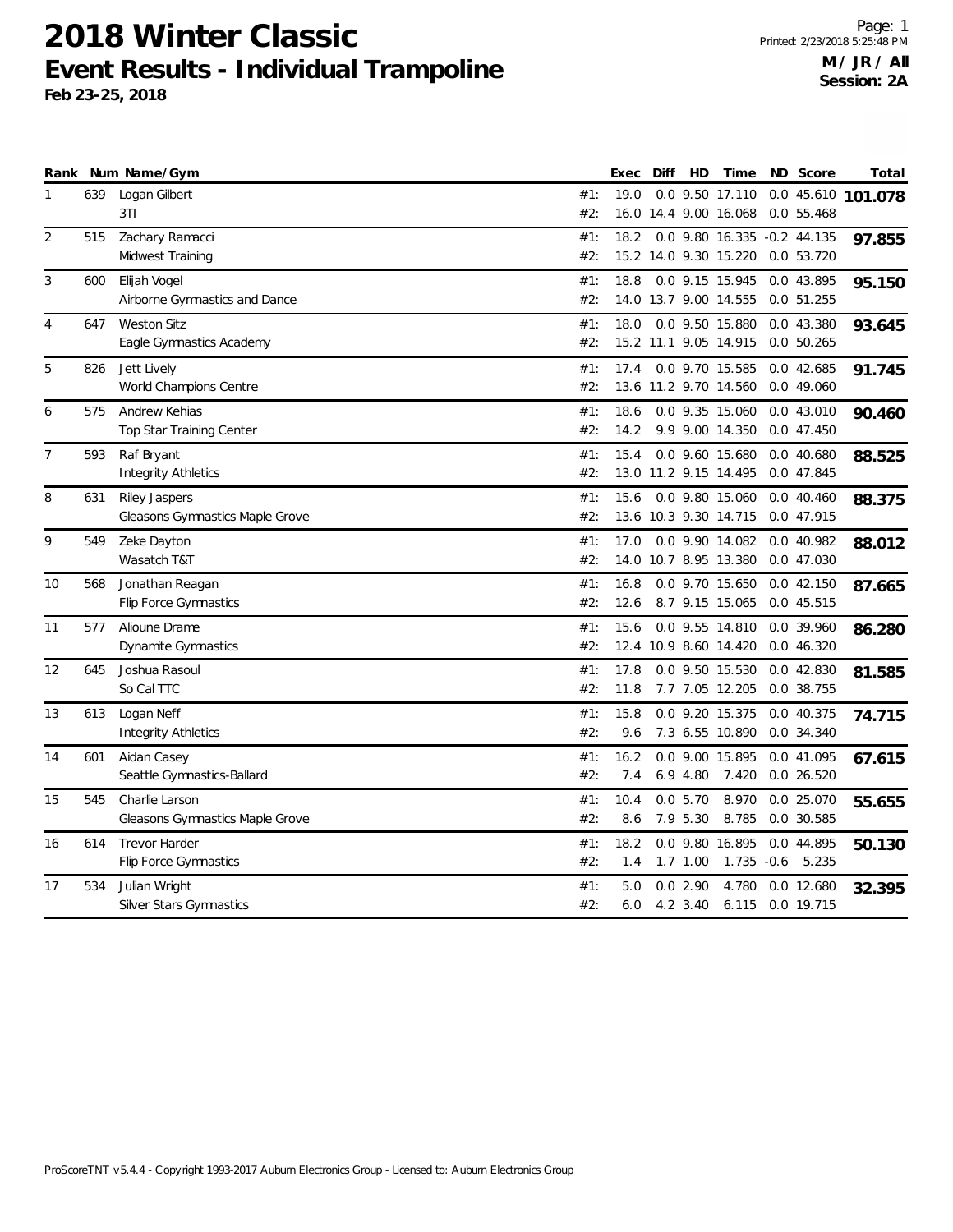# 2018 Winter Classic

## Event Results - Individual Trampoline

**Feb 23-25, 2018**

**M / JR / All**
**Session: 2A**

| Rank | Num | Name/Gym | | Exec | Diff | HD | Time | ND | Score | Total |
|---|---|---|---|---|---|---|---|---|---|---|
| 1 | 639 | Logan Gilbert | #1: | 19.0 | 0.0 | 9.50 | 17.110 | 0.0 | 45.610 | **101.078** |
| | | 3TI | #2: | 16.0 | 14.4 | 9.00 | 16.068 | 0.0 | 55.468 | |
| 2 | 515 | Zachary Ramacci | #1: | 18.2 | 0.0 | 9.80 | 16.335 | -0.2 | 44.135 | **97.855** |
| | | Midwest Training | #2: | 15.2 | 14.0 | 9.30 | 15.220 | 0.0 | 53.720 | |
| 3 | 600 | Elijah Vogel | #1: | 18.8 | 0.0 | 9.15 | 15.945 | 0.0 | 43.895 | **95.150** |
| | | Airborne Gymnastics and Dance | #2: | 14.0 | 13.7 | 9.00 | 14.555 | 0.0 | 51.255 | |
| 4 | 647 | Weston Sitz | #1: | 18.0 | 0.0 | 9.50 | 15.880 | 0.0 | 43.380 | **93.645** |
| | | Eagle Gymnastics Academy | #2: | 15.2 | 11.1 | 9.05 | 14.915 | 0.0 | 50.265 | |
| 5 | 826 | Jett Lively | #1: | 17.4 | 0.0 | 9.70 | 15.585 | 0.0 | 42.685 | **91.745** |
| | | World Champions Centre | #2: | 13.6 | 11.2 | 9.70 | 14.560 | 0.0 | 49.060 | |
| 6 | 575 | Andrew Kehias | #1: | 18.6 | 0.0 | 9.35 | 15.060 | 0.0 | 43.010 | **90.460** |
| | | Top Star Training Center | #2: | 14.2 | 9.9 | 9.00 | 14.350 | 0.0 | 47.450 | |
| 7 | 593 | Raf Bryant | #1: | 15.4 | 0.0 | 9.60 | 15.680 | 0.0 | 40.680 | **88.525** |
| | | Integrity Athletics | #2: | 13.0 | 11.2 | 9.15 | 14.495 | 0.0 | 47.845 | |
| 8 | 631 | Riley Jaspers | #1: | 15.6 | 0.0 | 9.80 | 15.060 | 0.0 | 40.460 | **88.375** |
| | | Gleasons Gymnastics Maple Grove | #2: | 13.6 | 10.3 | 9.30 | 14.715 | 0.0 | 47.915 | |
| 9 | 549 | Zeke Dayton | #1: | 17.0 | 0.0 | 9.90 | 14.082 | 0.0 | 40.982 | **88.012** |
| | | Wasatch T&T | #2: | 14.0 | 10.7 | 8.95 | 13.380 | 0.0 | 47.030 | |
| 10 | 568 | Jonathan Reagan | #1: | 16.8 | 0.0 | 9.70 | 15.650 | 0.0 | 42.150 | **87.665** |
| | | Flip Force Gymnastics | #2: | 12.6 | 8.7 | 9.15 | 15.065 | 0.0 | 45.515 | |
| 11 | 577 | Alioune Drame | #1: | 15.6 | 0.0 | 9.55 | 14.810 | 0.0 | 39.960 | **86.280** |
| | | Dynamite Gymnastics | #2: | 12.4 | 10.9 | 8.60 | 14.420 | 0.0 | 46.320 | |
| 12 | 645 | Joshua Rasoul | #1: | 17.8 | 0.0 | 9.50 | 15.530 | 0.0 | 42.830 | **81.585** |
| | | So Cal TTC | #2: | 11.8 | 7.7 | 7.05 | 12.205 | 0.0 | 38.755 | |
| 13 | 613 | Logan Neff | #1: | 15.8 | 0.0 | 9.20 | 15.375 | 0.0 | 40.375 | **74.715** |
| | | Integrity Athletics | #2: | 9.6 | 7.3 | 6.55 | 10.890 | 0.0 | 34.340 | |
| 14 | 601 | Aidan Casey | #1: | 16.2 | 0.0 | 9.00 | 15.895 | 0.0 | 41.095 | **67.615** |
| | | Seattle Gymnastics-Ballard | #2: | 7.4 | 6.9 | 4.80 | 7.420 | 0.0 | 26.520 | |
| 15 | 545 | Charlie Larson | #1: | 10.4 | 0.0 | 5.70 | 8.970 | 0.0 | 25.070 | **55.655** |
| | | Gleasons Gymnastics Maple Grove | #2: | 8.6 | 7.9 | 5.30 | 8.785 | 0.0 | 30.585 | |
| 16 | 614 | Trevor Harder | #1: | 18.2 | 0.0 | 9.80 | 16.895 | 0.0 | 44.895 | **50.130** |
| | | Flip Force Gymnastics | #2: | 1.4 | 1.7 | 1.00 | 1.735 | -0.6 | 5.235 | |
| 17 | 534 | Julian Wright | #1: | 5.0 | 0.0 | 2.90 | 4.780 | 0.0 | 12.680 | **32.395** |
| | | Silver Stars Gymnastics | #2: | 6.0 | 4.2 | 3.40 | 6.115 | 0.0 | 19.715 | |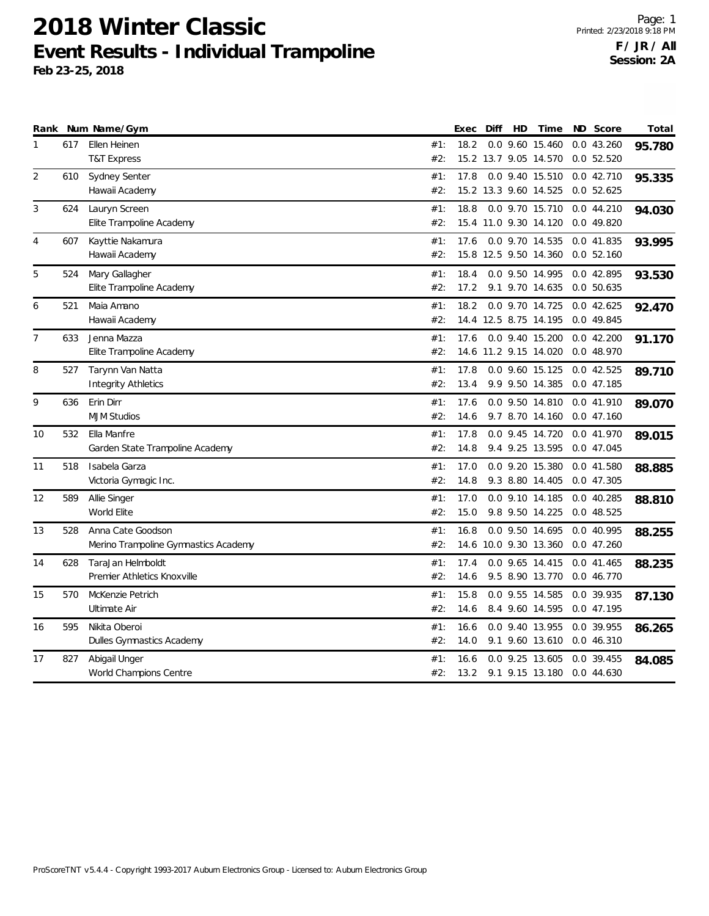# 2018 Winter Classic

## Event Results - Individual Trampoline

**Feb 23-25, 2018**

**F / JR / All**
**Session: 2A**

| Rank | Num | Name/Gym | | Exec | Diff | HD | Time | ND | Score | Total |
|---|---|---|---|---|---|---|---|---|---|---|
| 1 | 617 | Ellen Heinen | #1: | 18.2 | 0.0 | 9.60 | 15.460 | 0.0 | 43.260 | **95.780** |
| | | T&T Express | #2: | 15.2 | 13.7 | 9.05 | 14.570 | 0.0 | 52.520 | |
| 2 | 610 | Sydney Senter | #1: | 17.8 | 0.0 | 9.40 | 15.510 | 0.0 | 42.710 | **95.335** |
| | | Hawaii Academy | #2: | 15.2 | 13.3 | 9.60 | 14.525 | 0.0 | 52.625 | |
| 3 | 624 | Lauryn Screen | #1: | 18.8 | 0.0 | 9.70 | 15.710 | 0.0 | 44.210 | **94.030** |
| | | Elite Trampoline Academy | #2: | 15.4 | 11.0 | 9.30 | 14.120 | 0.0 | 49.820 | |
| 4 | 607 | Kayttie Nakamura | #1: | 17.6 | 0.0 | 9.70 | 14.535 | 0.0 | 41.835 | **93.995** |
| | | Hawaii Academy | #2: | 15.8 | 12.5 | 9.50 | 14.360 | 0.0 | 52.160 | |
| 5 | 524 | Mary Gallagher | #1: | 18.4 | 0.0 | 9.50 | 14.995 | 0.0 | 42.895 | **93.530** |
| | | Elite Trampoline Academy | #2: | 17.2 | 9.1 | 9.70 | 14.635 | 0.0 | 50.635 | |
| 6 | 521 | Maia Amano | #1: | 18.2 | 0.0 | 9.70 | 14.725 | 0.0 | 42.625 | **92.470** |
| | | Hawaii Academy | #2: | 14.4 | 12.5 | 8.75 | 14.195 | 0.0 | 49.845 | |
| 7 | 633 | Jenna Mazza | #1: | 17.6 | 0.0 | 9.40 | 15.200 | 0.0 | 42.200 | **91.170** |
| | | Elite Trampoline Academy | #2: | 14.6 | 11.2 | 9.15 | 14.020 | 0.0 | 48.970 | |
| 8 | 527 | Tarynn Van Natta | #1: | 17.8 | 0.0 | 9.60 | 15.125 | 0.0 | 42.525 | **89.710** |
| | | Integrity Athletics | #2: | 13.4 | 9.9 | 9.50 | 14.385 | 0.0 | 47.185 | |
| 9 | 636 | Erin Dirr | #1: | 17.6 | 0.0 | 9.50 | 14.810 | 0.0 | 41.910 | **89.070** |
| | | MJM Studios | #2: | 14.6 | 9.7 | 8.70 | 14.160 | 0.0 | 47.160 | |
| 10 | 532 | Ella Manfre | #1: | 17.8 | 0.0 | 9.45 | 14.720 | 0.0 | 41.970 | **89.015** |
| | | Garden State Trampoline Academy | #2: | 14.8 | 9.4 | 9.25 | 13.595 | 0.0 | 47.045 | |
| 11 | 518 | Isabela Garza | #1: | 17.0 | 0.0 | 9.20 | 15.380 | 0.0 | 41.580 | **88.885** |
| | | Victoria Gymagic Inc. | #2: | 14.8 | 9.3 | 8.80 | 14.405 | 0.0 | 47.305 | |
| 12 | 589 | Allie Singer | #1: | 17.0 | 0.0 | 9.10 | 14.185 | 0.0 | 40.285 | **88.810** |
| | | World Elite | #2: | 15.0 | 9.8 | 9.50 | 14.225 | 0.0 | 48.525 | |
| 13 | 528 | Anna Cate Goodson | #1: | 16.8 | 0.0 | 9.50 | 14.695 | 0.0 | 40.995 | **88.255** |
| | | Merino Trampoline Gymnastics Academy | #2: | 14.6 | 10.0 | 9.30 | 13.360 | 0.0 | 47.260 | |
| 14 | 628 | TaraJan Helmboldt | #1: | 17.4 | 0.0 | 9.65 | 14.415 | 0.0 | 41.465 | **88.235** |
| | | Premier Athletics Knoxville | #2: | 14.6 | 9.5 | 8.90 | 13.770 | 0.0 | 46.770 | |
| 15 | 570 | McKenzie Petrich | #1: | 15.8 | 0.0 | 9.55 | 14.585 | 0.0 | 39.935 | **87.130** |
| | | Ultimate Air | #2: | 14.6 | 8.4 | 9.60 | 14.595 | 0.0 | 47.195 | |
| 16 | 595 | Nikita Oberoi | #1: | 16.6 | 0.0 | 9.40 | 13.955 | 0.0 | 39.955 | **86.265** |
| | | Dulles Gymnastics Academy | #2: | 14.0 | 9.1 | 9.60 | 13.610 | 0.0 | 46.310 | |
| 17 | 827 | Abigail Unger | #1: | 16.6 | 0.0 | 9.25 | 13.605 | 0.0 | 39.455 | **84.085** |
| | | World Champions Centre | #2: | 13.2 | 9.1 | 9.15 | 13.180 | 0.0 | 44.630 | |

ProScoreTNT v5.4.4 - Copyright 1993-2017 Auburn Electronics Group - Licensed to: Auburn Electronics Group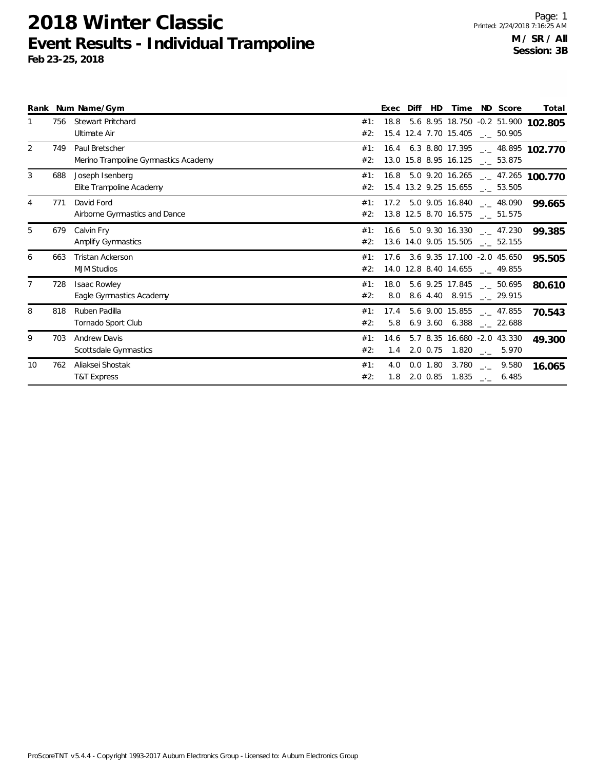# 2018 Winter Classic

## Event Results - Individual Trampoline

**Feb 23-25, 2018**

Printed: 2/24/2018 7:16:25 AM

**M / SR / All**
**Session: 3B**

| Rank | Num | Name/Gym | | Exec | Diff | HD | Time | ND | Score | Total |
|---|---|---|---|---|---|---|---|---|---|---|
| 1 | 756 | Stewart Pritchard | #1: | 18.8 | 5.6 | 8.95 | 18.750 | -0.2 | 51.900 | **102.805** |
| | | Ultimate Air | #2: | 15.4 | 12.4 | 7.70 | 15.405 | _._ | 50.905 | |
| 2 | 749 | Paul Bretscher | #1: | 16.4 | 6.3 | 8.80 | 17.395 | _._ | 48.895 | **102.770** |
| | | Merino Trampoline Gymnastics Academy | #2: | 13.0 | 15.8 | 8.95 | 16.125 | _._ | 53.875 | |
| 3 | 688 | Joseph Isenberg | #1: | 16.8 | 5.0 | 9.20 | 16.265 | _._ | 47.265 | **100.770** |
| | | Elite Trampoline Academy | #2: | 15.4 | 13.2 | 9.25 | 15.655 | _._ | 53.505 | |
| 4 | 771 | David Ford | #1: | 17.2 | 5.0 | 9.05 | 16.840 | _._ | 48.090 | **99.665** |
| | | Airborne Gymnastics and Dance | #2: | 13.8 | 12.5 | 8.70 | 16.575 | _._ | 51.575 | |
| 5 | 679 | Calvin Fry | #1: | 16.6 | 5.0 | 9.30 | 16.330 | _._ | 47.230 | **99.385** |
| | | Amplify Gymnastics | #2: | 13.6 | 14.0 | 9.05 | 15.505 | _._ | 52.155 | |
| 6 | 663 | Tristan Ackerson | #1: | 17.6 | 3.6 | 9.35 | 17.100 | -2.0 | 45.650 | **95.505** |
| | | MJM Studios | #2: | 14.0 | 12.8 | 8.40 | 14.655 | _._ | 49.855 | |
| 7 | 728 | Isaac Rowley | #1: | 18.0 | 5.6 | 9.25 | 17.845 | _._ | 50.695 | **80.610** |
| | | Eagle Gymnastics Academy | #2: | 8.0 | 8.6 | 4.40 | 8.915 | _._ | 29.915 | |
| 8 | 818 | Ruben Padilla | #1: | 17.4 | 5.6 | 9.00 | 15.855 | _._ | 47.855 | **70.543** |
| | | Tornado Sport Club | #2: | 5.8 | 6.9 | 3.60 | 6.388 | _._ | 22.688 | |
| 9 | 703 | Andrew Davis | #1: | 14.6 | 5.7 | 8.35 | 16.680 | -2.0 | 43.330 | **49.300** |
| | | Scottsdale Gymnastics | #2: | 1.4 | 2.0 | 0.75 | 1.820 | _._ | 5.970 | |
| 10 | 762 | Aliaksei Shostak | #1: | 4.0 | 0.0 | 1.80 | 3.780 | _._ | 9.580 | **16.065** |
| | | T&T Express | #2: | 1.8 | 2.0 | 0.85 | 1.835 | _._ | 6.485 | |

ProScoreTNT v5.4.4 - Copyright 1993-2017 Auburn Electronics Group - Licensed to: Auburn Electronics Group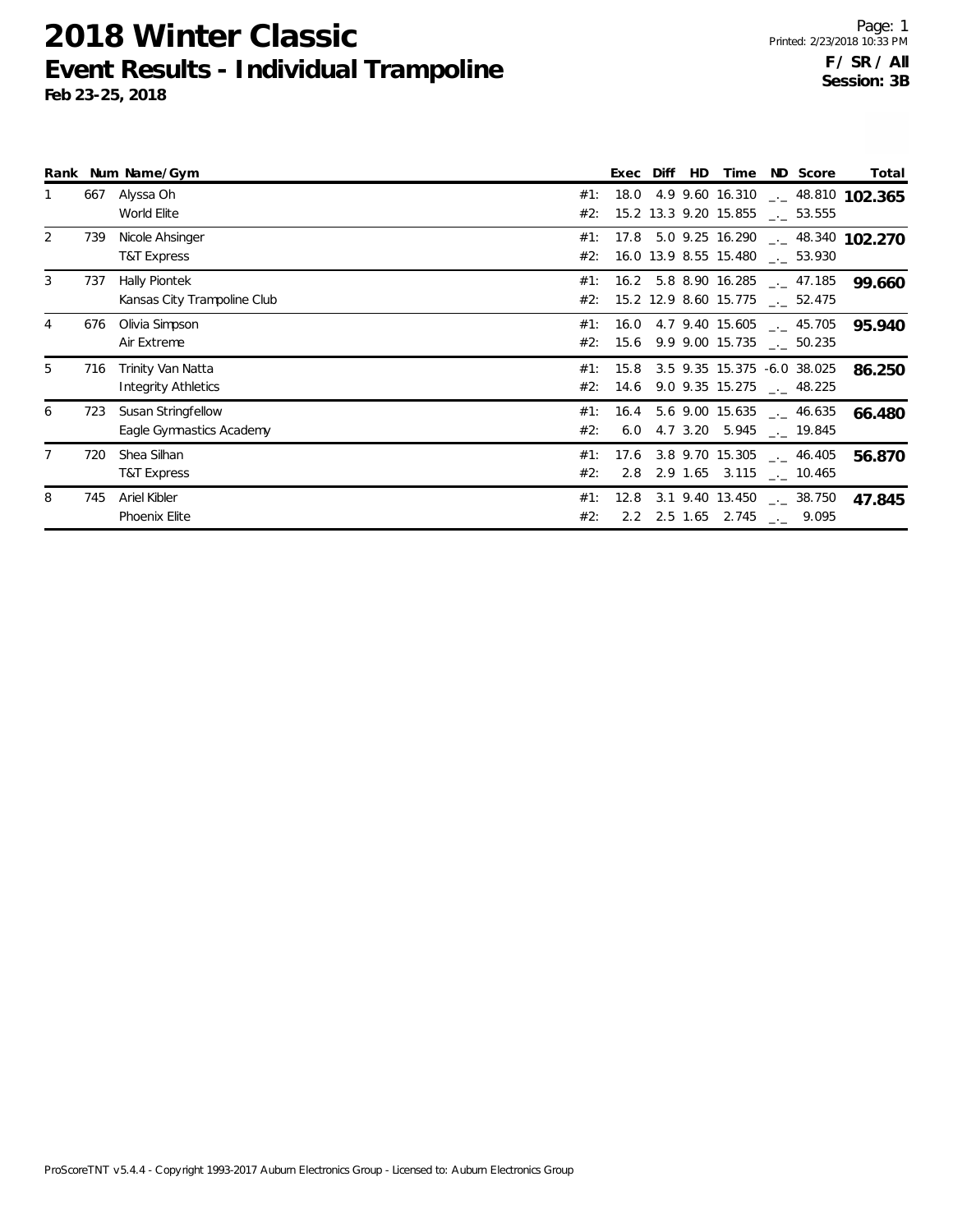# 2018 Winter Classic

## Event Results - Individual Trampoline

**Feb 23-25, 2018**

**F / SR / All**
**Session: 3B**

| Rank | Num | Name/Gym | | Exec | Diff | HD | Time | ND | Score | Total |
|---|---|---|---|---|---|---|---|---|---|---|
| 1 | 667 | Alyssa Oh | #1: | 18.0 | 4.9 | 9.60 | 16.310 | _._ | 48.810 | **102.365** |
| | | World Elite | #2: | 15.2 | 13.3 | 9.20 | 15.855 | _._ | 53.555 | |
| 2 | 739 | Nicole Ahsinger | #1: | 17.8 | 5.0 | 9.25 | 16.290 | _._ | 48.340 | **102.270** |
| | | T&T Express | #2: | 16.0 | 13.9 | 8.55 | 15.480 | _._ | 53.930 | |
| 3 | 737 | Hally Piontek | #1: | 16.2 | 5.8 | 8.90 | 16.285 | _._ | 47.185 | **99.660** |
| | | Kansas City Trampoline Club | #2: | 15.2 | 12.9 | 8.60 | 15.775 | _._ | 52.475 | |
| 4 | 676 | Olivia Simpson | #1: | 16.0 | 4.7 | 9.40 | 15.605 | _._ | 45.705 | **95.940** |
| | | Air Extreme | #2: | 15.6 | 9.9 | 9.00 | 15.735 | _._ | 50.235 | |
| 5 | 716 | Trinity Van Natta | #1: | 15.8 | 3.5 | 9.35 | 15.375 | -6.0 | 38.025 | **86.250** |
| | | Integrity Athletics | #2: | 14.6 | 9.0 | 9.35 | 15.275 | _._ | 48.225 | |
| 6 | 723 | Susan Stringfellow | #1: | 16.4 | 5.6 | 9.00 | 15.635 | _._ | 46.635 | **66.480** |
| | | Eagle Gymnastics Academy | #2: | 6.0 | 4.7 | 3.20 | 5.945 | _._ | 19.845 | |
| 7 | 720 | Shea Silhan | #1: | 17.6 | 3.8 | 9.70 | 15.305 | _._ | 46.405 | **56.870** |
| | | T&T Express | #2: | 2.8 | 2.9 | 1.65 | 3.115 | _._ | 10.465 | |
| 8 | 745 | Ariel Kibler | #1: | 12.8 | 3.1 | 9.40 | 13.450 | _._ | 38.750 | **47.845** |
| | | Phoenix Elite | #2: | 2.2 | 2.5 | 1.65 | 2.745 | _._ | 9.095 | |